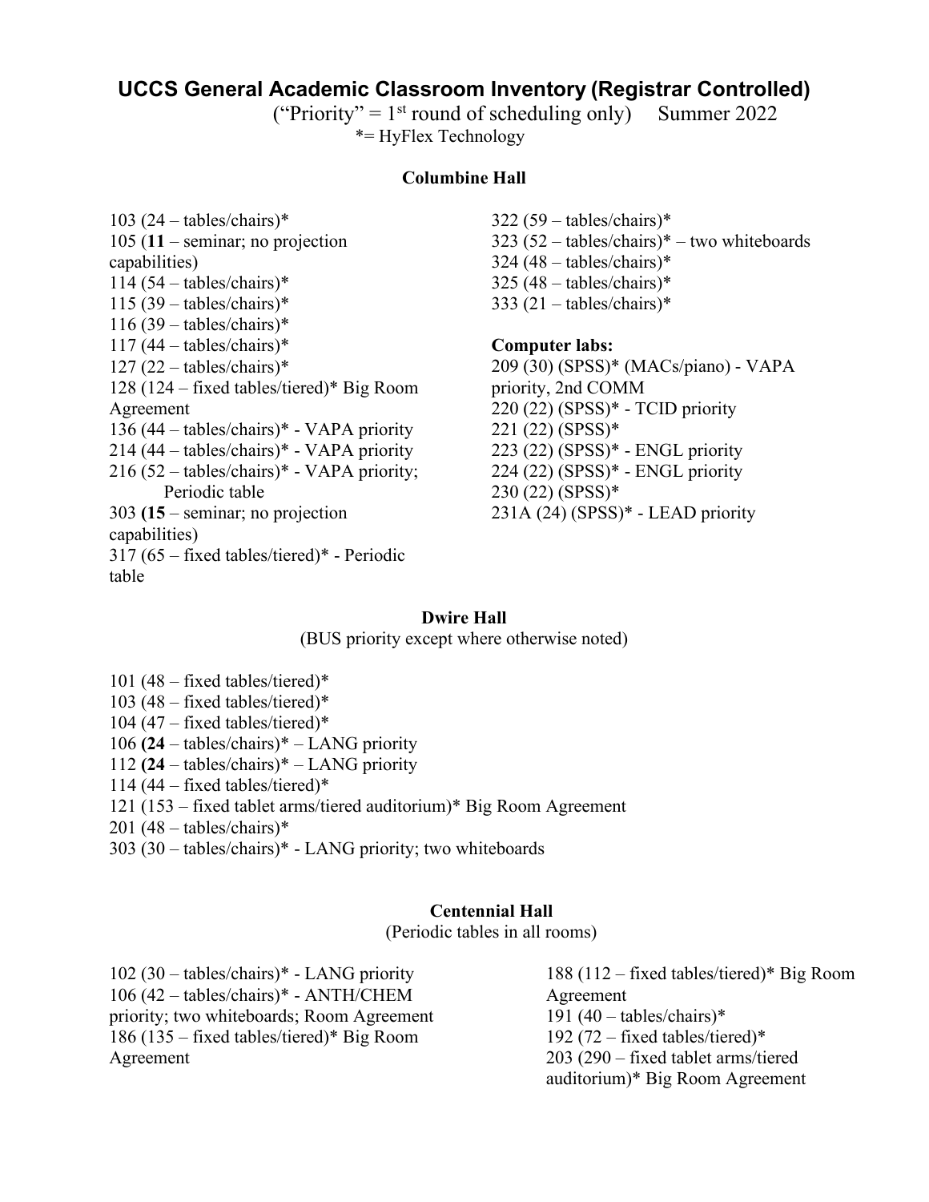# UCCS General Academic Classroom Inventory (Registrar Controlled)

("Priority" = 1st round of scheduling only) Summer 2022

*= HyFlex Technology

### Columbine Hall

103 (24 – tables/chairs)*
105 (**11** – seminar; no projection capabilities)
114 (54 – tables/chairs)*
115 (39 – tables/chairs)*
116 (39 – tables/chairs)*
117 (44 – tables/chairs)*
127 (22 – tables/chairs)*
128 (124 – fixed tables/tiered)* Big Room Agreement
136 (44 – tables/chairs)* - VAPA priority
214 (44 – tables/chairs)* - VAPA priority
216 (52 – tables/chairs)* - VAPA priority; Periodic table
303 **(15** – seminar; no projection capabilities)
317 (65 – fixed tables/tiered)* - Periodic table
322 (59 – tables/chairs)*
323 (52 – tables/chairs)* – two whiteboards
324 (48 – tables/chairs)*
325 (48 – tables/chairs)*
333 (21 – tables/chairs)*

**Computer labs:**
209 (30) (SPSS)* (MACs/piano) - VAPA priority, 2nd COMM
220 (22) (SPSS)* - TCID priority
221 (22) (SPSS)*
223 (22) (SPSS)* - ENGL priority
224 (22) (SPSS)* - ENGL priority
230 (22) (SPSS)*
231A (24) (SPSS)* - LEAD priority

### Dwire Hall

(BUS priority except where otherwise noted)

101 (48 – fixed tables/tiered)*
103 (48 – fixed tables/tiered)*
104 (47 – fixed tables/tiered)*
106 **(24** – tables/chairs)* – LANG priority
112 **(24** – tables/chairs)* – LANG priority
114 (44 – fixed tables/tiered)*
121 (153 – fixed tablet arms/tiered auditorium)* Big Room Agreement
201 (48 – tables/chairs)*
303 (30 – tables/chairs)* - LANG priority; two whiteboards

### Centennial Hall

(Periodic tables in all rooms)

102 (30 – tables/chairs)* - LANG priority
106 (42 – tables/chairs)* - ANTH/CHEM priority; two whiteboards; Room Agreement
186 (135 – fixed tables/tiered)* Big Room Agreement
188 (112 – fixed tables/tiered)* Big Room Agreement
191 (40 – tables/chairs)*
192 (72 – fixed tables/tiered)*
203 (290 – fixed tablet arms/tiered auditorium)* Big Room Agreement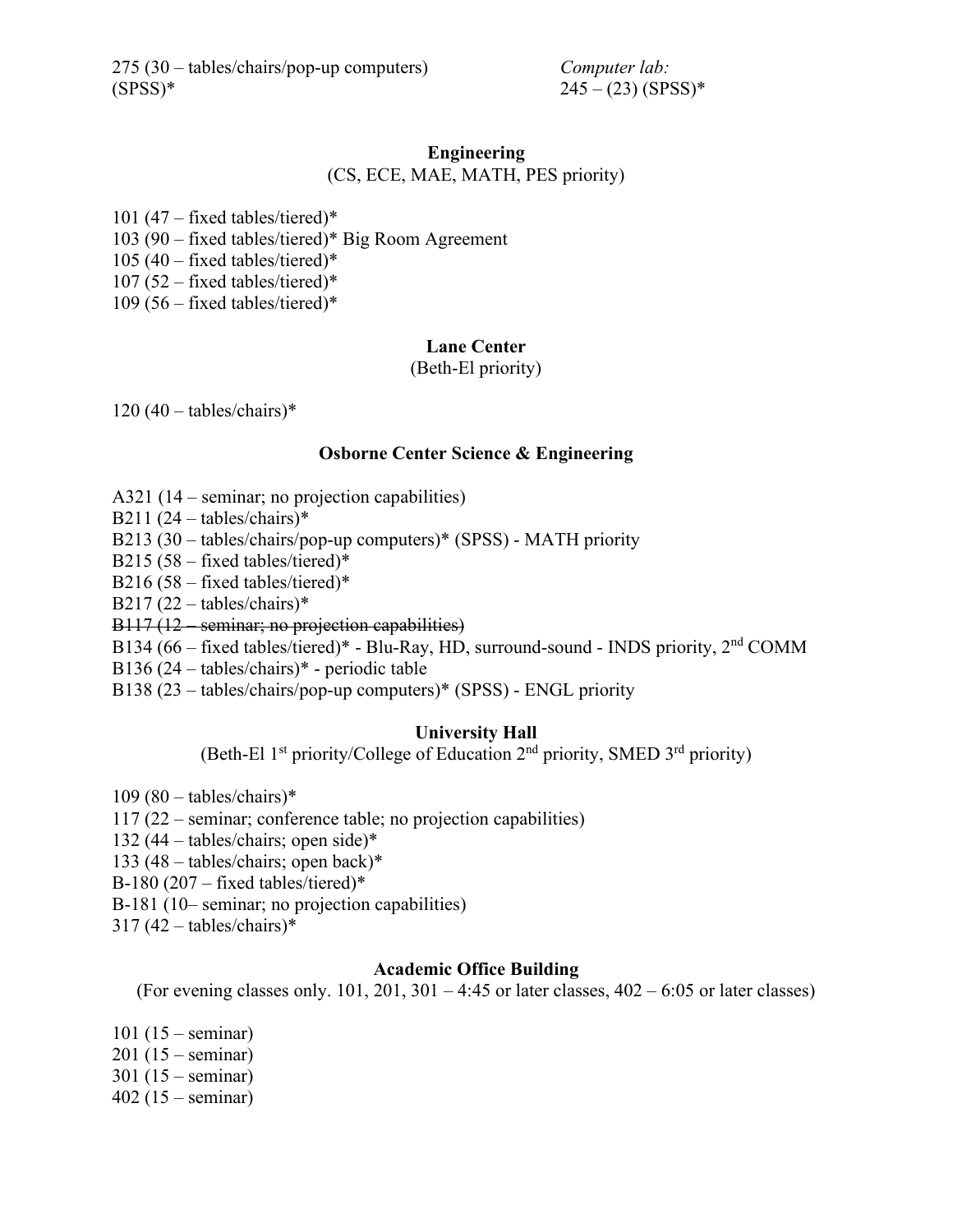275 (30 – tables/chairs/pop-up computers) (SPSS)*

*Computer lab:*
245 – (23) (SPSS)*

**Engineering**
(CS, ECE, MAE, MATH, PES priority)

101 (47 – fixed tables/tiered)*
103 (90 – fixed tables/tiered)* Big Room Agreement
105 (40 – fixed tables/tiered)*
107 (52 – fixed tables/tiered)*
109 (56 – fixed tables/tiered)*

**Lane Center**
(Beth-El priority)

120 (40 – tables/chairs)*

**Osborne Center Science & Engineering**

A321 (14 – seminar; no projection capabilities)
B211 (24 – tables/chairs)*
B213 (30 – tables/chairs/pop-up computers)* (SPSS) - MATH priority
B215 (58 – fixed tables/tiered)*
B216 (58 – fixed tables/tiered)*
B217 (22 – tables/chairs)*
~~B117 (12 – seminar; no projection capabilities)~~
B134 (66 – fixed tables/tiered)* - Blu-Ray, HD, surround-sound - INDS priority, 2nd COMM
B136 (24 – tables/chairs)* - periodic table
B138 (23 – tables/chairs/pop-up computers)* (SPSS) - ENGL priority

**University Hall**
(Beth-El 1st priority/College of Education 2nd priority, SMED 3rd priority)

109 (80 – tables/chairs)*
117 (22 – seminar; conference table; no projection capabilities)
132 (44 – tables/chairs; open side)*
133 (48 – tables/chairs; open back)*
B-180 (207 – fixed tables/tiered)*
B-181 (10– seminar; no projection capabilities)
317 (42 – tables/chairs)*

**Academic Office Building**
(For evening classes only. 101, 201, 301 – 4:45 or later classes, 402 – 6:05 or later classes)

101 (15 – seminar)
201 (15 – seminar)
301 (15 – seminar)
402 (15 – seminar)